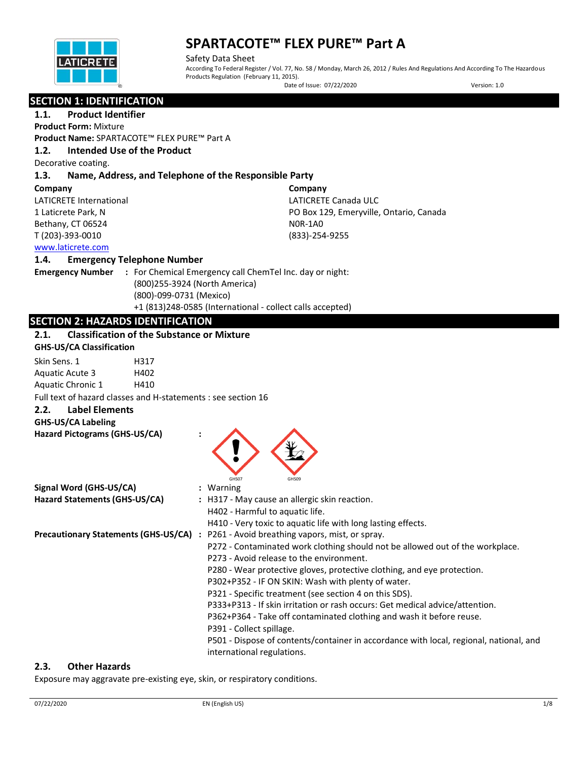# SPARTACOTE™ FLEX PURE™ Part A

Safety Data Sheet

According To Federal Register / Vol. 77, No. 58 / Monday, March 26, 2012 / Rules And Regulations And According To The Hazardous Products Regulation (February 11, 2015).

Date of Issue: 07/22/2020 Version: 1.0

## SECTION 1: IDENTIFICATION

### 1.1. Product Identifier

**Product Form:** Mixture

**Product Name:** SPARTACOTE™ FLEX PURE™ Part A

### 1.2. Intended Use of the Product

Decorative coating.

### 1.3. Name, Address, and Telephone of the Responsible Party

**Company**
LATICRETE International
1 Laticrete Park, N
Bethany, CT 06524
T (203)-393-0010
www.laticrete.com

**Company**
LATICRETE Canada ULC
PO Box 129, Emeryville, Ontario, Canada
N0R-1A0
(833)-254-9255

### 1.4. Emergency Telephone Number

**Emergency Number** : For Chemical Emergency call ChemTel Inc. day or night:
(800)255-3924 (North America)
(800)-099-0731 (Mexico)
+1 (813)248-0585 (International - collect calls accepted)

## SECTION 2: HAZARDS IDENTIFICATION

### 2.1. Classification of the Substance or Mixture

**GHS-US/CA Classification**

| | |
|---|---|
| Skin Sens. 1 | H317 |
| Aquatic Acute 3 | H402 |
| Aquatic Chronic 1 | H410 |

Full text of hazard classes and H-statements : see section 16

### 2.2. Label Elements

**GHS-US/CA Labeling**

**Hazard Pictograms (GHS-US/CA)** :

GHS07 GHS09

**Signal Word (GHS-US/CA)** : Warning

**Hazard Statements (GHS-US/CA)** : H317 - May cause an allergic skin reaction.
H402 - Harmful to aquatic life.
H410 - Very toxic to aquatic life with long lasting effects.

**Precautionary Statements (GHS-US/CA)** : P261 - Avoid breathing vapors, mist, or spray.
P272 - Contaminated work clothing should not be allowed out of the workplace.
P273 - Avoid release to the environment.
P280 - Wear protective gloves, protective clothing, and eye protection.
P302+P352 - IF ON SKIN: Wash with plenty of water.
P321 - Specific treatment (see section 4 on this SDS).
P333+P313 - If skin irritation or rash occurs: Get medical advice/attention.
P362+P364 - Take off contaminated clothing and wash it before reuse.
P391 - Collect spillage.
P501 - Dispose of contents/container in accordance with local, regional, national, and international regulations.

### 2.3. Other Hazards

Exposure may aggravate pre-existing eye, skin, or respiratory conditions.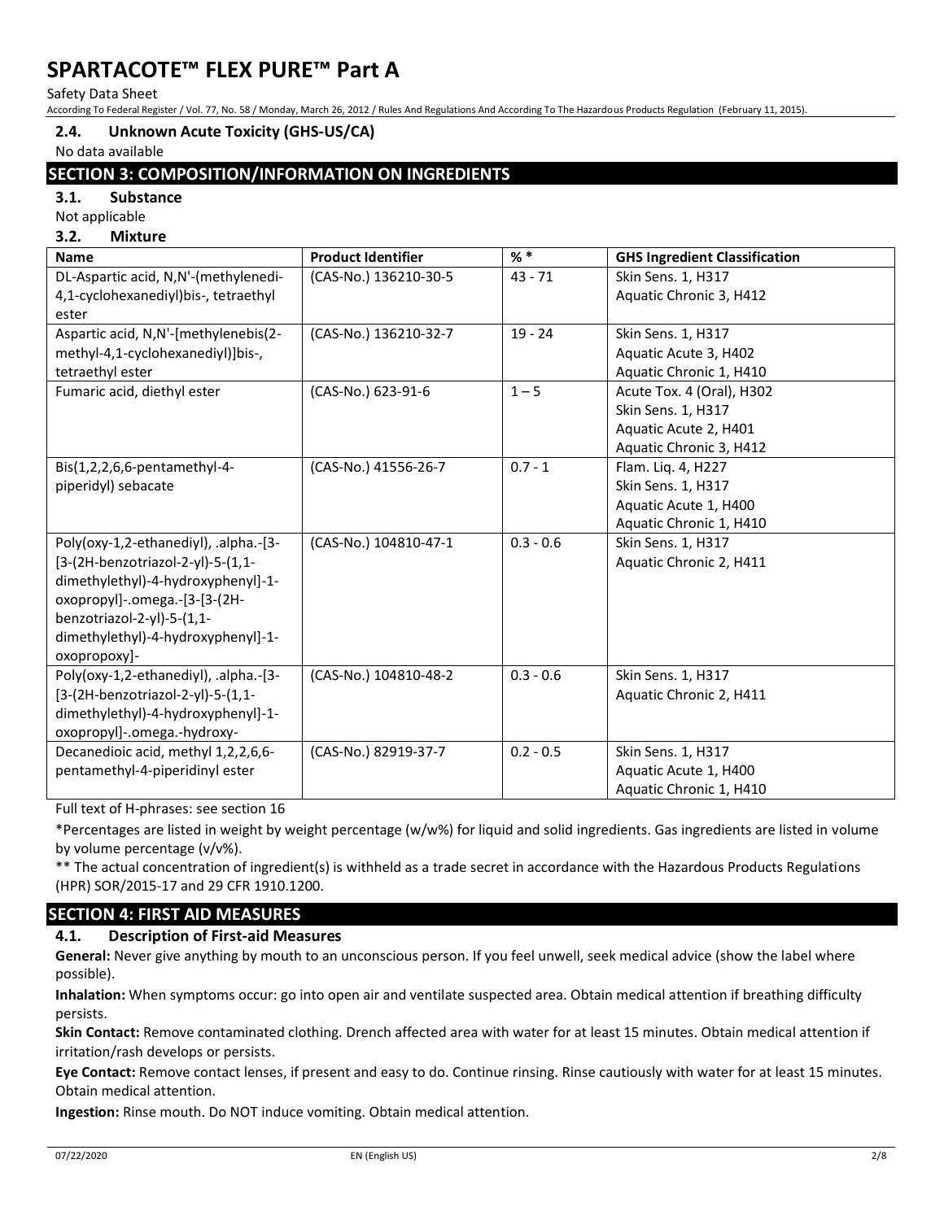### 2.4. Unknown Acute Toxicity (GHS-US/CA)

No data available

## SECTION 3: COMPOSITION/INFORMATION ON INGREDIENTS

### 3.1. Substance

Not applicable

### 3.2. Mixture

| Name | Product Identifier | % * | GHS Ingredient Classification |
|---|---|---|---|
| DL-Aspartic acid, N,N'-(methylenedi-4,1-cyclohexanediyl)bis-, tetraethyl ester | (CAS-No.) 136210-30-5 | 43 - 71 | Skin Sens. 1, H317<br>Aquatic Chronic 3, H412 |
| Aspartic acid, N,N'-[methylenebis(2-methyl-4,1-cyclohexanediyl)]bis-, tetraethyl ester | (CAS-No.) 136210-32-7 | 19 - 24 | Skin Sens. 1, H317<br>Aquatic Acute 3, H402<br>Aquatic Chronic 1, H410 |
| Fumaric acid, diethyl ester | (CAS-No.) 623-91-6 | 1 – 5 | Acute Tox. 4 (Oral), H302<br>Skin Sens. 1, H317<br>Aquatic Acute 2, H401<br>Aquatic Chronic 3, H412 |
| Bis(1,2,2,6,6-pentamethyl-4-piperidyl) sebacate | (CAS-No.) 41556-26-7 | 0.7 - 1 | Flam. Liq. 4, H227<br>Skin Sens. 1, H317<br>Aquatic Acute 1, H400<br>Aquatic Chronic 1, H410 |
| Poly(oxy-1,2-ethanediyl), .alpha.-[3-[3-(2H-benzotriazol-2-yl)-5-(1,1-dimethylethyl)-4-hydroxyphenyl]-1-oxopropyl]-.omega.-[3-[3-(2H-benzotriazol-2-yl)-5-(1,1-dimethylethyl)-4-hydroxyphenyl]-1-oxopropoxy]- | (CAS-No.) 104810-47-1 | 0.3 - 0.6 | Skin Sens. 1, H317<br>Aquatic Chronic 2, H411 |
| Poly(oxy-1,2-ethanediyl), .alpha.-[3-[3-(2H-benzotriazol-2-yl)-5-(1,1-dimethylethyl)-4-hydroxyphenyl]-1-oxopropyl]-.omega.-hydroxy- | (CAS-No.) 104810-48-2 | 0.3 - 0.6 | Skin Sens. 1, H317<br>Aquatic Chronic 2, H411 |
| Decanedioic acid, methyl 1,2,2,6,6-pentamethyl-4-piperidinyl ester | (CAS-No.) 82919-37-7 | 0.2 - 0.5 | Skin Sens. 1, H317<br>Aquatic Acute 1, H400<br>Aquatic Chronic 1, H410 |

Full text of H-phrases: see section 16

*Percentages are listed in weight by weight percentage (w/w%) for liquid and solid ingredients. Gas ingredients are listed in volume by volume percentage (v/v%).

** The actual concentration of ingredient(s) is withheld as a trade secret in accordance with the Hazardous Products Regulations (HPR) SOR/2015-17 and 29 CFR 1910.1200.

## SECTION 4: FIRST AID MEASURES

### 4.1. Description of First-aid Measures

**General:** Never give anything by mouth to an unconscious person. If you feel unwell, seek medical advice (show the label where possible).

**Inhalation:** When symptoms occur: go into open air and ventilate suspected area. Obtain medical attention if breathing difficulty persists.

**Skin Contact:** Remove contaminated clothing. Drench affected area with water for at least 15 minutes. Obtain medical attention if irritation/rash develops or persists.

**Eye Contact:** Remove contact lenses, if present and easy to do. Continue rinsing. Rinse cautiously with water for at least 15 minutes. Obtain medical attention.

**Ingestion:** Rinse mouth. Do NOT induce vomiting. Obtain medical attention.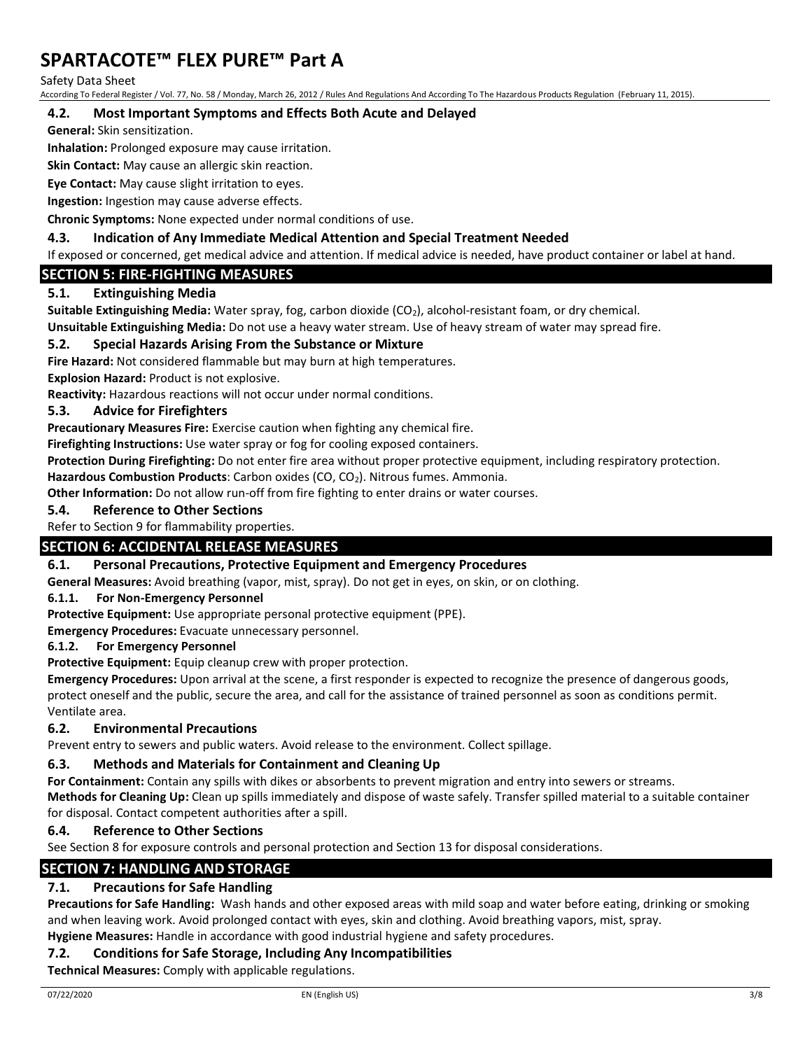### 4.2. Most Important Symptoms and Effects Both Acute and Delayed

**General:** Skin sensitization.

**Inhalation:** Prolonged exposure may cause irritation.

**Skin Contact:** May cause an allergic skin reaction.

**Eye Contact:** May cause slight irritation to eyes.

**Ingestion:** Ingestion may cause adverse effects.

**Chronic Symptoms:** None expected under normal conditions of use.

### 4.3. Indication of Any Immediate Medical Attention and Special Treatment Needed

If exposed or concerned, get medical advice and attention. If medical advice is needed, have product container or label at hand.

## SECTION 5: FIRE-FIGHTING MEASURES

### 5.1. Extinguishing Media

**Suitable Extinguishing Media:** Water spray, fog, carbon dioxide ($CO_2$), alcohol-resistant foam, or dry chemical.

**Unsuitable Extinguishing Media:** Do not use a heavy water stream. Use of heavy stream of water may spread fire.

### 5.2. Special Hazards Arising From the Substance or Mixture

**Fire Hazard:** Not considered flammable but may burn at high temperatures.

**Explosion Hazard:** Product is not explosive.

**Reactivity:** Hazardous reactions will not occur under normal conditions.

### 5.3. Advice for Firefighters

**Precautionary Measures Fire:** Exercise caution when fighting any chemical fire.

**Firefighting Instructions:** Use water spray or fog for cooling exposed containers.

**Protection During Firefighting:** Do not enter fire area without proper protective equipment, including respiratory protection.

**Hazardous Combustion Products**: Carbon oxides ($CO$, $CO_2$). Nitrous fumes. Ammonia.

**Other Information:** Do not allow run-off from fire fighting to enter drains or water courses.

### 5.4. Reference to Other Sections

Refer to Section 9 for flammability properties.

## SECTION 6: ACCIDENTAL RELEASE MEASURES

### 6.1. Personal Precautions, Protective Equipment and Emergency Procedures

**General Measures:** Avoid breathing (vapor, mist, spray). Do not get in eyes, on skin, or on clothing.

#### 6.1.1. For Non-Emergency Personnel

**Protective Equipment:** Use appropriate personal protective equipment (PPE).

**Emergency Procedures:** Evacuate unnecessary personnel.

#### 6.1.2. For Emergency Personnel

**Protective Equipment:** Equip cleanup crew with proper protection.

**Emergency Procedures:** Upon arrival at the scene, a first responder is expected to recognize the presence of dangerous goods, protect oneself and the public, secure the area, and call for the assistance of trained personnel as soon as conditions permit. Ventilate area.

### 6.2. Environmental Precautions

Prevent entry to sewers and public waters. Avoid release to the environment. Collect spillage.

### 6.3. Methods and Materials for Containment and Cleaning Up

**For Containment:** Contain any spills with dikes or absorbents to prevent migration and entry into sewers or streams.

**Methods for Cleaning Up:** Clean up spills immediately and dispose of waste safely. Transfer spilled material to a suitable container for disposal. Contact competent authorities after a spill.

### 6.4. Reference to Other Sections

See Section 8 for exposure controls and personal protection and Section 13 for disposal considerations.

## SECTION 7: HANDLING AND STORAGE

### 7.1. Precautions for Safe Handling

**Precautions for Safe Handling:** Wash hands and other exposed areas with mild soap and water before eating, drinking or smoking and when leaving work. Avoid prolonged contact with eyes, skin and clothing. Avoid breathing vapors, mist, spray.

**Hygiene Measures:** Handle in accordance with good industrial hygiene and safety procedures.

### 7.2. Conditions for Safe Storage, Including Any Incompatibilities

**Technical Measures:** Comply with applicable regulations.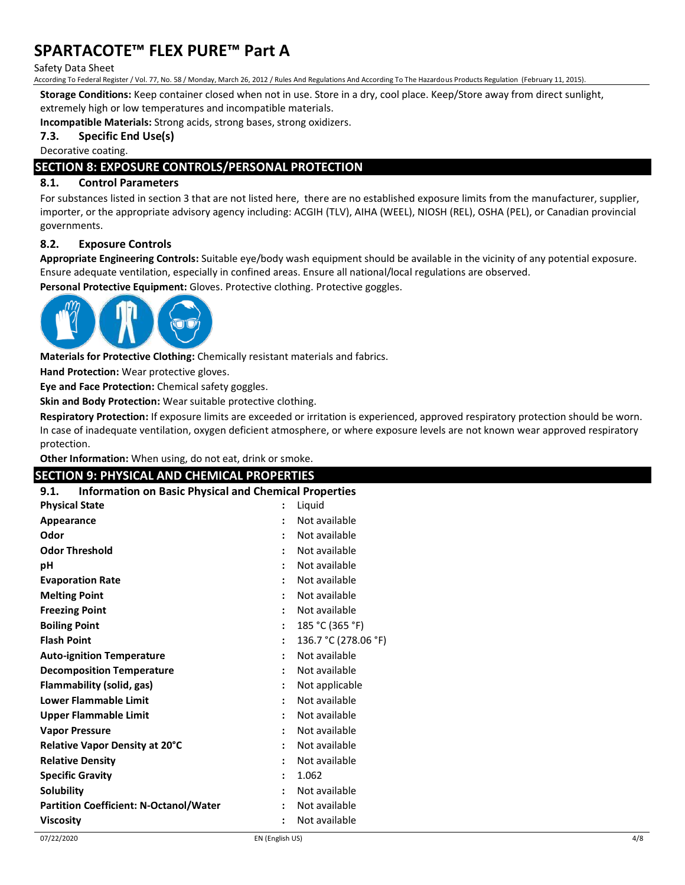**Storage Conditions:** Keep container closed when not in use. Store in a dry, cool place. Keep/Store away from direct sunlight, extremely high or low temperatures and incompatible materials.

**Incompatible Materials:** Strong acids, strong bases, strong oxidizers.

### 7.3. Specific End Use(s)

Decorative coating.

## SECTION 8: EXPOSURE CONTROLS/PERSONAL PROTECTION

### 8.1. Control Parameters

For substances listed in section 3 that are not listed here, there are no established exposure limits from the manufacturer, supplier, importer, or the appropriate advisory agency including: ACGIH (TLV), AIHA (WEEL), NIOSH (REL), OSHA (PEL), or Canadian provincial governments.

### 8.2. Exposure Controls

**Appropriate Engineering Controls:** Suitable eye/body wash equipment should be available in the vicinity of any potential exposure. Ensure adequate ventilation, especially in confined areas. Ensure all national/local regulations are observed.

**Personal Protective Equipment:** Gloves. Protective clothing. Protective goggles.

**Materials for Protective Clothing:** Chemically resistant materials and fabrics.

**Hand Protection:** Wear protective gloves.

**Eye and Face Protection:** Chemical safety goggles.

**Skin and Body Protection:** Wear suitable protective clothing.

**Respiratory Protection:** If exposure limits are exceeded or irritation is experienced, approved respiratory protection should be worn. In case of inadequate ventilation, oxygen deficient atmosphere, or where exposure levels are not known wear approved respiratory protection.

**Other Information:** When using, do not eat, drink or smoke.

## SECTION 9: PHYSICAL AND CHEMICAL PROPERTIES

### 9.1. Information on Basic Physical and Chemical Properties

| Property | Value |
|---|---|
| **Physical State** | Liquid |
| **Appearance** | Not available |
| **Odor** | Not available |
| **Odor Threshold** | Not available |
| **pH** | Not available |
| **Evaporation Rate** | Not available |
| **Melting Point** | Not available |
| **Freezing Point** | Not available |
| **Boiling Point** | 185 °C (365 °F) |
| **Flash Point** | 136.7 °C (278.06 °F) |
| **Auto-ignition Temperature** | Not available |
| **Decomposition Temperature** | Not available |
| **Flammability (solid, gas)** | Not applicable |
| **Lower Flammable Limit** | Not available |
| **Upper Flammable Limit** | Not available |
| **Vapor Pressure** | Not available |
| **Relative Vapor Density at 20°C** | Not available |
| **Relative Density** | Not available |
| **Specific Gravity** | 1.062 |
| **Solubility** | Not available |
| **Partition Coefficient: N-Octanol/Water** | Not available |
| **Viscosity** | Not available |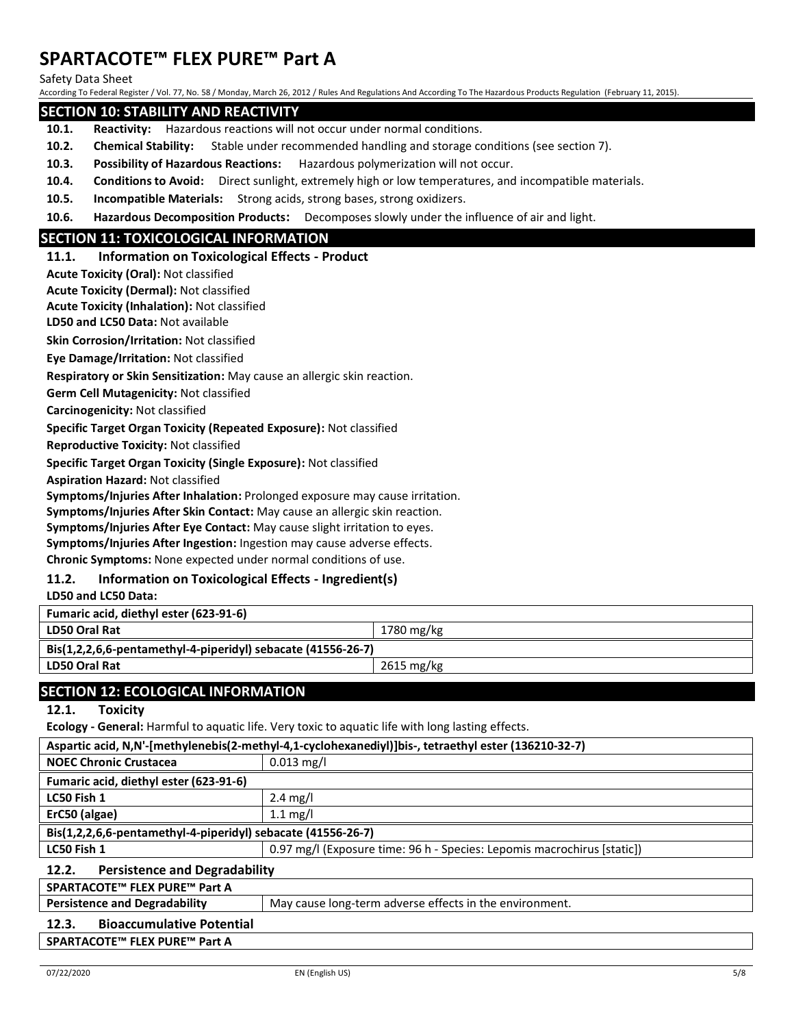## SECTION 10: STABILITY AND REACTIVITY

**10.1. Reactivity:** Hazardous reactions will not occur under normal conditions.

**10.2. Chemical Stability:** Stable under recommended handling and storage conditions (see section 7).

**10.3. Possibility of Hazardous Reactions:** Hazardous polymerization will not occur.

**10.4. Conditions to Avoid:** Direct sunlight, extremely high or low temperatures, and incompatible materials.

**10.5. Incompatible Materials:** Strong acids, strong bases, strong oxidizers.

**10.6. Hazardous Decomposition Products:** Decomposes slowly under the influence of air and light.

## SECTION 11: TOXICOLOGICAL INFORMATION

### 11.1. Information on Toxicological Effects - Product

**Acute Toxicity (Oral):** Not classified

**Acute Toxicity (Dermal):** Not classified

**Acute Toxicity (Inhalation):** Not classified

**LD50 and LC50 Data:** Not available

**Skin Corrosion/Irritation:** Not classified

**Eye Damage/Irritation:** Not classified

**Respiratory or Skin Sensitization:** May cause an allergic skin reaction.

**Germ Cell Mutagenicity:** Not classified

**Carcinogenicity:** Not classified

**Specific Target Organ Toxicity (Repeated Exposure):** Not classified

**Reproductive Toxicity:** Not classified

**Specific Target Organ Toxicity (Single Exposure):** Not classified

**Aspiration Hazard:** Not classified

**Symptoms/Injuries After Inhalation:** Prolonged exposure may cause irritation.

**Symptoms/Injuries After Skin Contact:** May cause an allergic skin reaction.

**Symptoms/Injuries After Eye Contact:** May cause slight irritation to eyes.

**Symptoms/Injuries After Ingestion:** Ingestion may cause adverse effects.

**Chronic Symptoms:** None expected under normal conditions of use.

### 11.2. Information on Toxicological Effects - Ingredient(s)

**LD50 and LC50 Data:**

| **Fumaric acid, diethyl ester (623-91-6)** | |
|---|---|
| **LD50 Oral Rat** | 1780 mg/kg |
| **Bis(1,2,2,6,6-pentamethyl-4-piperidyl) sebacate (41556-26-7)** | |
| **LD50 Oral Rat** | 2615 mg/kg |

## SECTION 12: ECOLOGICAL INFORMATION

### 12.1. Toxicity

**Ecology - General:** Harmful to aquatic life. Very toxic to aquatic life with long lasting effects.

| **Aspartic acid, N,N'-[methylenebis(2-methyl-4,1-cyclohexanediyl)]bis-, tetraethyl ester (136210-32-7)** | |
|---|---|
| **NOEC Chronic Crustacea** | 0.013 mg/l |
| **Fumaric acid, diethyl ester (623-91-6)** | |
| **LC50 Fish 1** | 2.4 mg/l |
| **ErC50 (algae)** | 1.1 mg/l |
| **Bis(1,2,2,6,6-pentamethyl-4-piperidyl) sebacate (41556-26-7)** | |
| **LC50 Fish 1** | 0.97 mg/l (Exposure time: 96 h - Species: Lepomis macrochirus [static]) |

### 12.2. Persistence and Degradability

| **SPARTACOTE™ FLEX PURE™ Part A** | |
|---|---|
| **Persistence and Degradability** | May cause long-term adverse effects in the environment. |

### 12.3. Bioaccumulative Potential

| **SPARTACOTE™ FLEX PURE™ Part A** |
|---|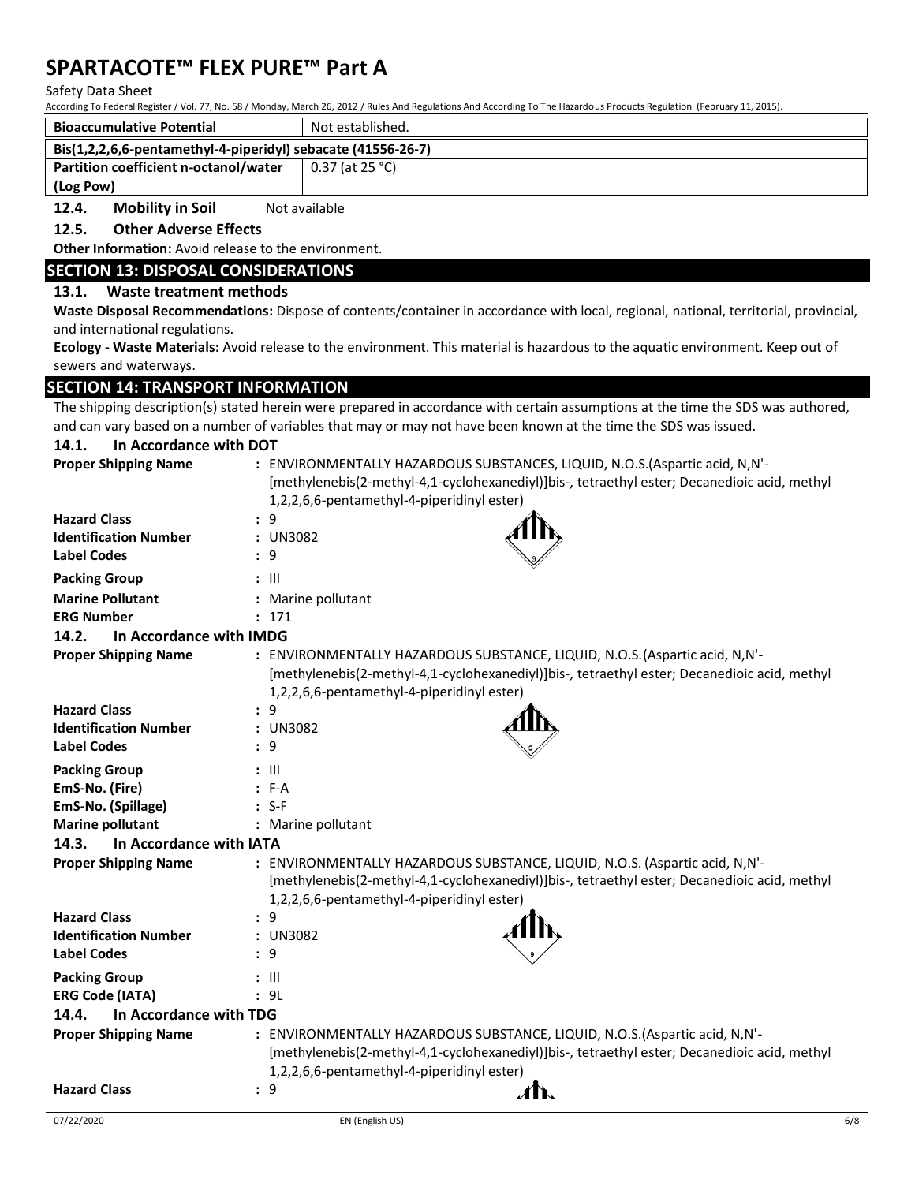| Bioaccumulative Potential | Not established. |
| --- | --- |
| **Bis(1,2,2,6,6-pentamethyl-4-piperidyl) sebacate (41556-26-7)** | |
| Partition coefficient n-octanol/water (Log Pow) | 0.37 (at 25 °C) |

### 12.4. Mobility in Soil

Not available

### 12.5. Other Adverse Effects

**Other Information:** Avoid release to the environment.

## SECTION 13: DISPOSAL CONSIDERATIONS

### 13.1. Waste treatment methods

**Waste Disposal Recommendations:** Dispose of contents/container in accordance with local, regional, national, territorial, provincial, and international regulations.

**Ecology - Waste Materials:** Avoid release to the environment. This material is hazardous to the aquatic environment. Keep out of sewers and waterways.

## SECTION 14: TRANSPORT INFORMATION

The shipping description(s) stated herein were prepared in accordance with certain assumptions at the time the SDS was authored, and can vary based on a number of variables that may or may not have been known at the time the SDS was issued.

### 14.1. In Accordance with DOT

**Proper Shipping Name** : ENVIRONMENTALLY HAZARDOUS SUBSTANCES, LIQUID, N.O.S.(Aspartic acid, N,N'-[methylenebis(2-methyl-4,1-cyclohexanediyl)]bis-, tetraethyl ester; Decanedioic acid, methyl 1,2,2,6,6-pentamethyl-4-piperidinyl ester)

**Hazard Class** : 9

**Identification Number** : UN3082

**Label Codes** : 9

**Packing Group** : III

**Marine Pollutant** : Marine pollutant

**ERG Number** : 171

### 14.2. In Accordance with IMDG

**Proper Shipping Name** : ENVIRONMENTALLY HAZARDOUS SUBSTANCE, LIQUID, N.O.S.(Aspartic acid, N,N'-[methylenebis(2-methyl-4,1-cyclohexanediyl)]bis-, tetraethyl ester; Decanedioic acid, methyl 1,2,2,6,6-pentamethyl-4-piperidinyl ester)

**Hazard Class** : 9

**Identification Number** : UN3082

**Label Codes** : 9

**Packing Group** : III

**EmS-No. (Fire)** : F-A

**EmS-No. (Spillage)** : S-F

**Marine pollutant** : Marine pollutant

### 14.3. In Accordance with IATA

**Proper Shipping Name** : ENVIRONMENTALLY HAZARDOUS SUBSTANCE, LIQUID, N.O.S. (Aspartic acid, N,N'-[methylenebis(2-methyl-4,1-cyclohexanediyl)]bis-, tetraethyl ester; Decanedioic acid, methyl 1,2,2,6,6-pentamethyl-4-piperidinyl ester)

**Hazard Class** : 9

**Identification Number** : UN3082

**Label Codes** : 9

**Packing Group** : III

**ERG Code (IATA)** : 9L

### 14.4. In Accordance with TDG

**Proper Shipping Name** : ENVIRONMENTALLY HAZARDOUS SUBSTANCE, LIQUID, N.O.S.(Aspartic acid, N,N'-[methylenebis(2-methyl-4,1-cyclohexanediyl)]bis-, tetraethyl ester; Decanedioic acid, methyl 1,2,2,6,6-pentamethyl-4-piperidinyl ester)

**Hazard Class** : 9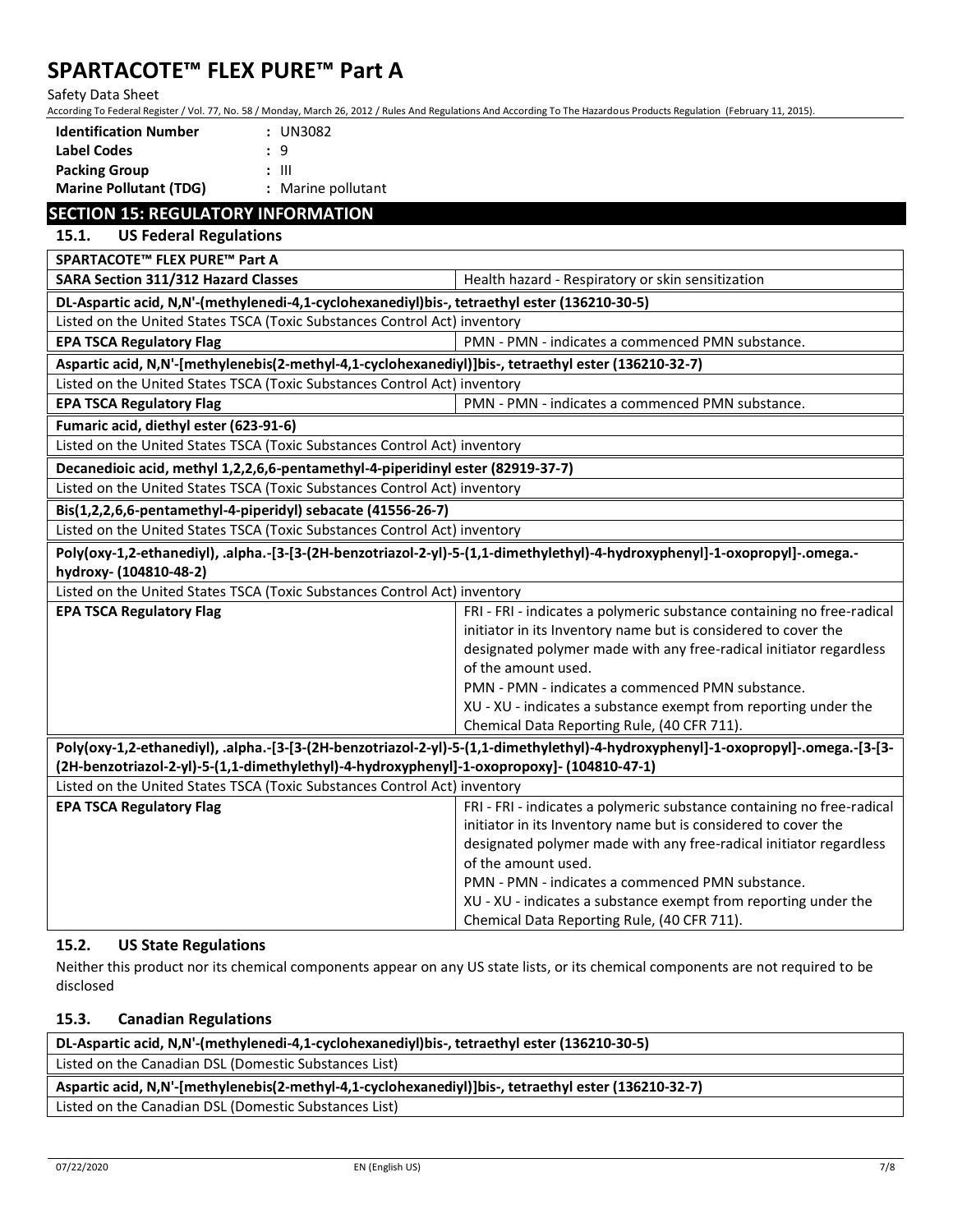| | |
|---|---|
| **Identification Number** | : UN3082 |
| **Label Codes** | : 9 |
| **Packing Group** | : III |
| **Marine Pollutant (TDG)** | : Marine pollutant |

## SECTION 15: REGULATORY INFORMATION

### 15.1. US Federal Regulations

| **SPARTACOTE™ FLEX PURE™ Part A** | |
|---|---|
| **SARA Section 311/312 Hazard Classes** | Health hazard - Respiratory or skin sensitization |

| **DL-Aspartic acid, N,N'-(methylenedi-4,1-cyclohexanediyl)bis-, tetraethyl ester (136210-30-5)** | |
|---|---|
| Listed on the United States TSCA (Toxic Substances Control Act) inventory | |
| **EPA TSCA Regulatory Flag** | PMN - PMN - indicates a commenced PMN substance. |

| **Aspartic acid, N,N'-[methylenebis(2-methyl-4,1-cyclohexanediyl)]bis-, tetraethyl ester (136210-32-7)** | |
|---|---|
| Listed on the United States TSCA (Toxic Substances Control Act) inventory | |
| **EPA TSCA Regulatory Flag** | PMN - PMN - indicates a commenced PMN substance. |

| **Fumaric acid, diethyl ester (623-91-6)** |
|---|
| Listed on the United States TSCA (Toxic Substances Control Act) inventory |

| **Decanedioic acid, methyl 1,2,2,6,6-pentamethyl-4-piperidinyl ester (82919-37-7)** |
|---|
| Listed on the United States TSCA (Toxic Substances Control Act) inventory |

| **Bis(1,2,2,6,6-pentamethyl-4-piperidyl) sebacate (41556-26-7)** |
|---|
| Listed on the United States TSCA (Toxic Substances Control Act) inventory |

| **Poly(oxy-1,2-ethanediyl), .alpha.-[3-[3-(2H-benzotriazol-2-yl)-5-(1,1-dimethylethyl)-4-hydroxyphenyl]-1-oxopropyl]-.omega.-hydroxy- (104810-48-2)** | |
|---|---|
| Listed on the United States TSCA (Toxic Substances Control Act) inventory | |
| **EPA TSCA Regulatory Flag** | FRI - FRI - indicates a polymeric substance containing no free-radical initiator in its Inventory name but is considered to cover the designated polymer made with any free-radical initiator regardless of the amount used.<br>PMN - PMN - indicates a commenced PMN substance.<br>XU - XU - indicates a substance exempt from reporting under the Chemical Data Reporting Rule, (40 CFR 711). |

| **Poly(oxy-1,2-ethanediyl), .alpha.-[3-[3-(2H-benzotriazol-2-yl)-5-(1,1-dimethylethyl)-4-hydroxyphenyl]-1-oxopropyl]-.omega.-[3-[3-(2H-benzotriazol-2-yl)-5-(1,1-dimethylethyl)-4-hydroxyphenyl]-1-oxopropoxy]- (104810-47-1)** | |
|---|---|
| Listed on the United States TSCA (Toxic Substances Control Act) inventory | |
| **EPA TSCA Regulatory Flag** | FRI - FRI - indicates a polymeric substance containing no free-radical initiator in its Inventory name but is considered to cover the designated polymer made with any free-radical initiator regardless of the amount used.<br>PMN - PMN - indicates a commenced PMN substance.<br>XU - XU - indicates a substance exempt from reporting under the Chemical Data Reporting Rule, (40 CFR 711). |

### 15.2. US State Regulations

Neither this product nor its chemical components appear on any US state lists, or its chemical components are not required to be disclosed

### 15.3. Canadian Regulations

| **DL-Aspartic acid, N,N'-(methylenedi-4,1-cyclohexanediyl)bis-, tetraethyl ester (136210-30-5)** |
|---|
| Listed on the Canadian DSL (Domestic Substances List) |

| **Aspartic acid, N,N'-[methylenebis(2-methyl-4,1-cyclohexanediyl)]bis-, tetraethyl ester (136210-32-7)** |
|---|
| Listed on the Canadian DSL (Domestic Substances List) |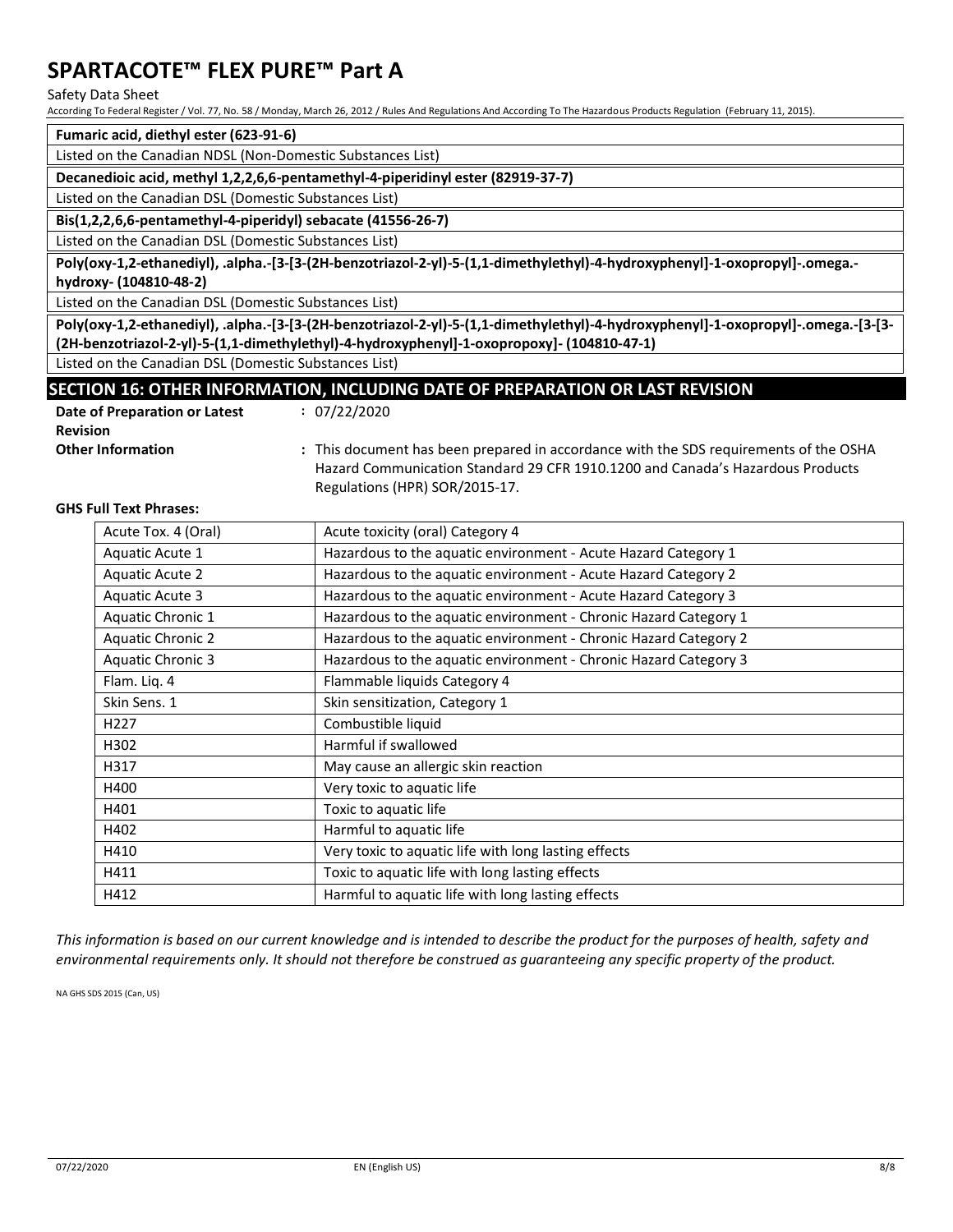**Fumaric acid, diethyl ester (623-91-6)**

Listed on the Canadian NDSL (Non-Domestic Substances List)

**Decanedioic acid, methyl 1,2,2,6,6-pentamethyl-4-piperidinyl ester (82919-37-7)**

Listed on the Canadian DSL (Domestic Substances List)

**Bis(1,2,2,6,6-pentamethyl-4-piperidyl) sebacate (41556-26-7)**

Listed on the Canadian DSL (Domestic Substances List)

**Poly(oxy-1,2-ethanediyl), .alpha.-[3-[3-(2H-benzotriazol-2-yl)-5-(1,1-dimethylethyl)-4-hydroxyphenyl]-1-oxopropyl]-.omega.-hydroxy- (104810-48-2)**

Listed on the Canadian DSL (Domestic Substances List)

**Poly(oxy-1,2-ethanediyl), .alpha.-[3-[3-(2H-benzotriazol-2-yl)-5-(1,1-dimethylethyl)-4-hydroxyphenyl]-1-oxopropyl]-.omega.-[3-[3-(2H-benzotriazol-2-yl)-5-(1,1-dimethylethyl)-4-hydroxyphenyl]-1-oxopropoxy]- (104810-47-1)**

Listed on the Canadian DSL (Domestic Substances List)

## SECTION 16: OTHER INFORMATION, INCLUDING DATE OF PREPARATION OR LAST REVISION

**Date of Preparation or Latest Revision** : 07/22/2020

**Other Information** : This document has been prepared in accordance with the SDS requirements of the OSHA Hazard Communication Standard 29 CFR 1910.1200 and Canada's Hazardous Products Regulations (HPR) SOR/2015-17.

**GHS Full Text Phrases:**

| | |
|---|---|
| Acute Tox. 4 (Oral) | Acute toxicity (oral) Category 4 |
| Aquatic Acute 1 | Hazardous to the aquatic environment - Acute Hazard Category 1 |
| Aquatic Acute 2 | Hazardous to the aquatic environment - Acute Hazard Category 2 |
| Aquatic Acute 3 | Hazardous to the aquatic environment - Acute Hazard Category 3 |
| Aquatic Chronic 1 | Hazardous to the aquatic environment - Chronic Hazard Category 1 |
| Aquatic Chronic 2 | Hazardous to the aquatic environment - Chronic Hazard Category 2 |
| Aquatic Chronic 3 | Hazardous to the aquatic environment - Chronic Hazard Category 3 |
| Flam. Liq. 4 | Flammable liquids Category 4 |
| Skin Sens. 1 | Skin sensitization, Category 1 |
| H227 | Combustible liquid |
| H302 | Harmful if swallowed |
| H317 | May cause an allergic skin reaction |
| H400 | Very toxic to aquatic life |
| H401 | Toxic to aquatic life |
| H402 | Harmful to aquatic life |
| H410 | Very toxic to aquatic life with long lasting effects |
| H411 | Toxic to aquatic life with long lasting effects |
| H412 | Harmful to aquatic life with long lasting effects |

*This information is based on our current knowledge and is intended to describe the product for the purposes of health, safety and environmental requirements only. It should not therefore be construed as guaranteeing any specific property of the product.*

NA GHS SDS 2015 (Can, US)